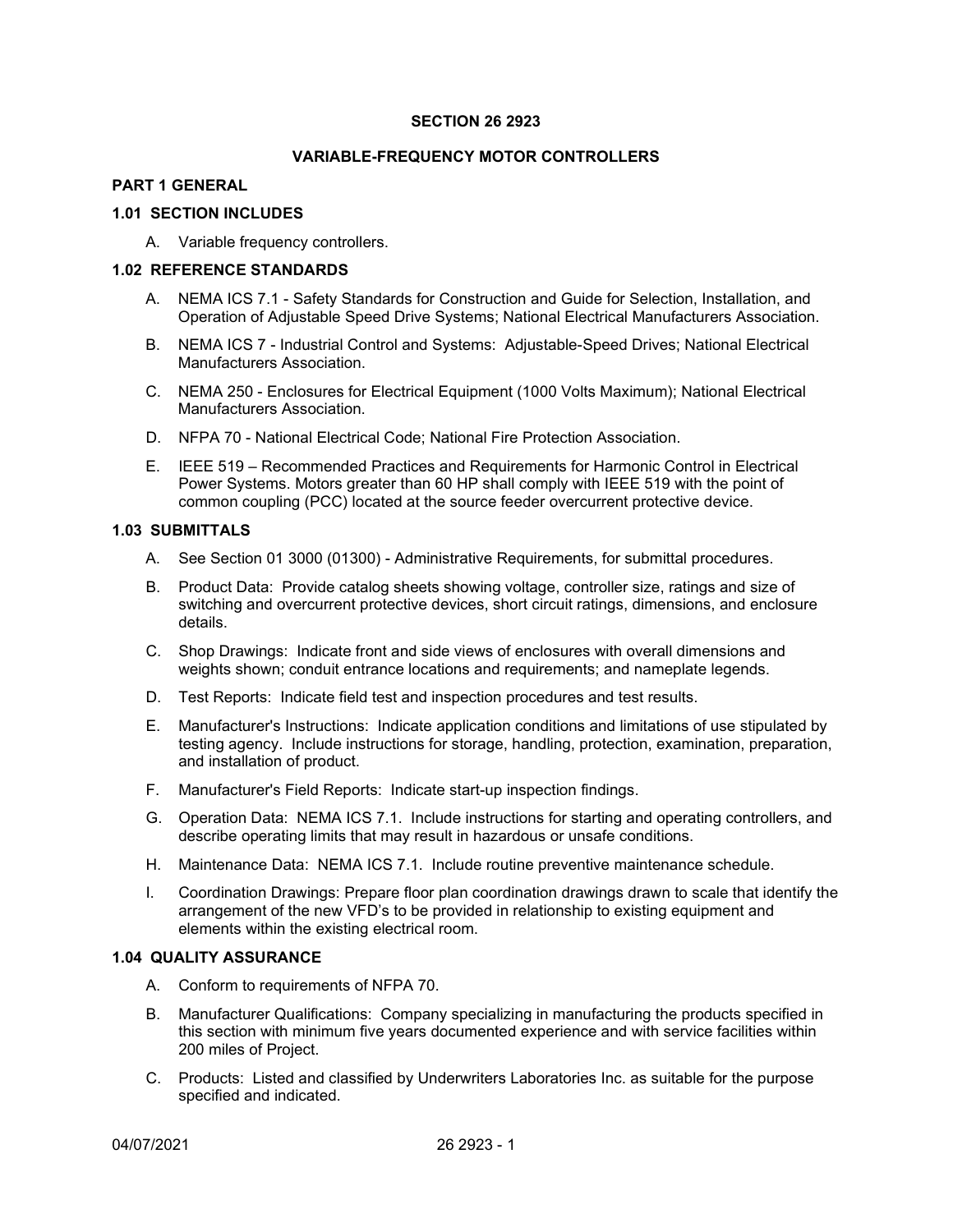# SECTION 26 2923

# VARIABLE-FREQUENCY MOTOR CONTROLLERS

## PART 1 GENERAL

### 1.01 SECTION INCLUDES

A. Variable frequency controllers.

### 1.02 REFERENCE STANDARDS

A. NEMA ICS 7.1 - Safety Standards for Construction and Guide for Selection, Installation, and Operation of Adjustable Speed Drive Systems; National Electrical Manufacturers Association.

B. NEMA ICS 7 - Industrial Control and Systems: Adjustable-Speed Drives; National Electrical Manufacturers Association.

C. NEMA 250 - Enclosures for Electrical Equipment (1000 Volts Maximum); National Electrical Manufacturers Association.

D. NFPA 70 - National Electrical Code; National Fire Protection Association.

E. IEEE 519 – Recommended Practices and Requirements for Harmonic Control in Electrical Power Systems. Motors greater than 60 HP shall comply with IEEE 519 with the point of common coupling (PCC) located at the source feeder overcurrent protective device.

### 1.03 SUBMITTALS

A. See Section 01 3000 (01300) - Administrative Requirements, for submittal procedures.

B. Product Data: Provide catalog sheets showing voltage, controller size, ratings and size of switching and overcurrent protective devices, short circuit ratings, dimensions, and enclosure details.

C. Shop Drawings: Indicate front and side views of enclosures with overall dimensions and weights shown; conduit entrance locations and requirements; and nameplate legends.

D. Test Reports: Indicate field test and inspection procedures and test results.

E. Manufacturer's Instructions: Indicate application conditions and limitations of use stipulated by testing agency. Include instructions for storage, handling, protection, examination, preparation, and installation of product.

F. Manufacturer's Field Reports: Indicate start-up inspection findings.

G. Operation Data: NEMA ICS 7.1. Include instructions for starting and operating controllers, and describe operating limits that may result in hazardous or unsafe conditions.

H. Maintenance Data: NEMA ICS 7.1. Include routine preventive maintenance schedule.

I. Coordination Drawings: Prepare floor plan coordination drawings drawn to scale that identify the arrangement of the new VFD's to be provided in relationship to existing equipment and elements within the existing electrical room.

### 1.04 QUALITY ASSURANCE

A. Conform to requirements of NFPA 70.

B. Manufacturer Qualifications: Company specializing in manufacturing the products specified in this section with minimum five years documented experience and with service facilities within 200 miles of Project.

C. Products: Listed and classified by Underwriters Laboratories Inc. as suitable for the purpose specified and indicated.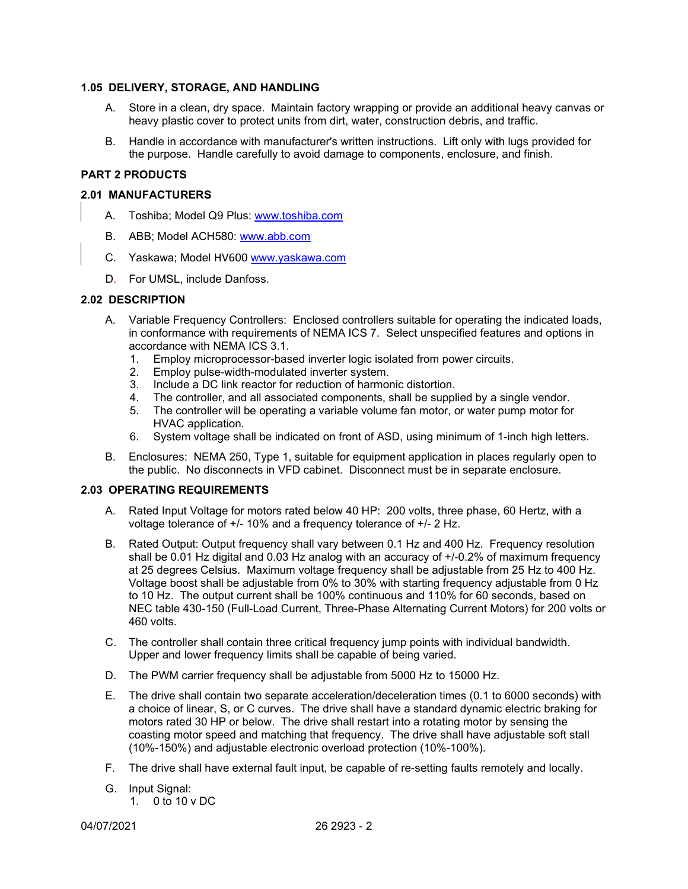### 1.05 DELIVERY, STORAGE, AND HANDLING

A. Store in a clean, dry space. Maintain factory wrapping or provide an additional heavy canvas or heavy plastic cover to protect units from dirt, water, construction debris, and traffic.

B. Handle in accordance with manufacturer's written instructions. Lift only with lugs provided for the purpose. Handle carefully to avoid damage to components, enclosure, and finish.

## PART 2 PRODUCTS

### 2.01 MANUFACTURERS

A. Toshiba; Model Q9 Plus: www.toshiba.com

B. ABB; Model ACH580: www.abb.com

C. Yaskawa; Model HV600 www.yaskawa.com

D. For UMSL, include Danfoss.

### 2.02 DESCRIPTION

A. Variable Frequency Controllers: Enclosed controllers suitable for operating the indicated loads, in conformance with requirements of NEMA ICS 7. Select unspecified features and options in accordance with NEMA ICS 3.1.
   1. Employ microprocessor-based inverter logic isolated from power circuits.
   2. Employ pulse-width-modulated inverter system.
   3. Include a DC link reactor for reduction of harmonic distortion.
   4. The controller, and all associated components, shall be supplied by a single vendor.
   5. The controller will be operating a variable volume fan motor, or water pump motor for HVAC application.
   6. System voltage shall be indicated on front of ASD, using minimum of 1-inch high letters.

B. Enclosures: NEMA 250, Type 1, suitable for equipment application in places regularly open to the public. No disconnects in VFD cabinet. Disconnect must be in separate enclosure.

### 2.03 OPERATING REQUIREMENTS

A. Rated Input Voltage for motors rated below 40 HP: 200 volts, three phase, 60 Hertz, with a voltage tolerance of +/- 10% and a frequency tolerance of +/- 2 Hz.

B. Rated Output: Output frequency shall vary between 0.1 Hz and 400 Hz. Frequency resolution shall be 0.01 Hz digital and 0.03 Hz analog with an accuracy of +/-0.2% of maximum frequency at 25 degrees Celsius. Maximum voltage frequency shall be adjustable from 25 Hz to 400 Hz. Voltage boost shall be adjustable from 0% to 30% with starting frequency adjustable from 0 Hz to 10 Hz. The output current shall be 100% continuous and 110% for 60 seconds, based on NEC table 430-150 (Full-Load Current, Three-Phase Alternating Current Motors) for 200 volts or 460 volts.

C. The controller shall contain three critical frequency jump points with individual bandwidth. Upper and lower frequency limits shall be capable of being varied.

D. The PWM carrier frequency shall be adjustable from 5000 Hz to 15000 Hz.

E. The drive shall contain two separate acceleration/deceleration times (0.1 to 6000 seconds) with a choice of linear, S, or C curves. The drive shall have a standard dynamic electric braking for motors rated 30 HP or below. The drive shall restart into a rotating motor by sensing the coasting motor speed and matching that frequency. The drive shall have adjustable soft stall (10%-150%) and adjustable electronic overload protection (10%-100%).

F. The drive shall have external fault input, be capable of re-setting faults remotely and locally.

G. Input Signal:
   1. 0 to 10 v DC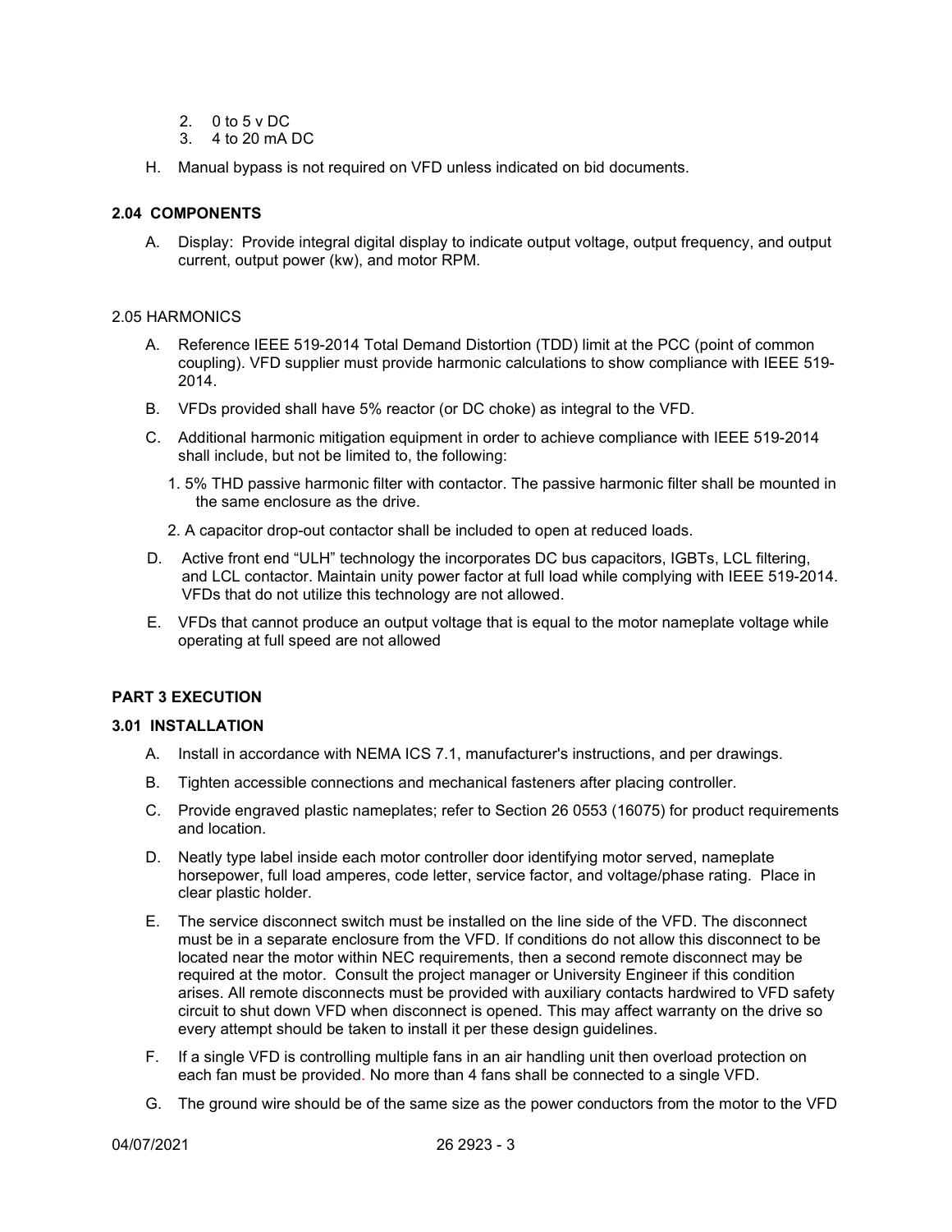2. 0 to 5 v DC
3. 4 to 20 mA DC

H. Manual bypass is not required on VFD unless indicated on bid documents.

### 2.04 COMPONENTS

A. Display: Provide integral digital display to indicate output voltage, output frequency, and output current, output power (kw), and motor RPM.

### 2.05 HARMONICS

A. Reference IEEE 519-2014 Total Demand Distortion (TDD) limit at the PCC (point of common coupling). VFD supplier must provide harmonic calculations to show compliance with IEEE 519-2014.

B. VFDs provided shall have 5% reactor (or DC choke) as integral to the VFD.

C. Additional harmonic mitigation equipment in order to achieve compliance with IEEE 519-2014 shall include, but not be limited to, the following:

   1. 5% THD passive harmonic filter with contactor. The passive harmonic filter shall be mounted in the same enclosure as the drive.

   2. A capacitor drop-out contactor shall be included to open at reduced loads.

D. Active front end "ULH" technology the incorporates DC bus capacitors, IGBTs, LCL filtering, and LCL contactor. Maintain unity power factor at full load while complying with IEEE 519-2014. VFDs that do not utilize this technology are not allowed.

E. VFDs that cannot produce an output voltage that is equal to the motor nameplate voltage while operating at full speed are not allowed

## PART 3 EXECUTION

### 3.01 INSTALLATION

A. Install in accordance with NEMA ICS 7.1, manufacturer's instructions, and per drawings.

B. Tighten accessible connections and mechanical fasteners after placing controller.

C. Provide engraved plastic nameplates; refer to Section 26 0553 (16075) for product requirements and location.

D. Neatly type label inside each motor controller door identifying motor served, nameplate horsepower, full load amperes, code letter, service factor, and voltage/phase rating. Place in clear plastic holder.

E. The service disconnect switch must be installed on the line side of the VFD. The disconnect must be in a separate enclosure from the VFD. If conditions do not allow this disconnect to be located near the motor within NEC requirements, then a second remote disconnect may be required at the motor. Consult the project manager or University Engineer if this condition arises. All remote disconnects must be provided with auxiliary contacts hardwired to VFD safety circuit to shut down VFD when disconnect is opened. This may affect warranty on the drive so every attempt should be taken to install it per these design guidelines.

F. If a single VFD is controlling multiple fans in an air handling unit then overload protection on each fan must be provided. No more than 4 fans shall be connected to a single VFD.

G. The ground wire should be of the same size as the power conductors from the motor to the VFD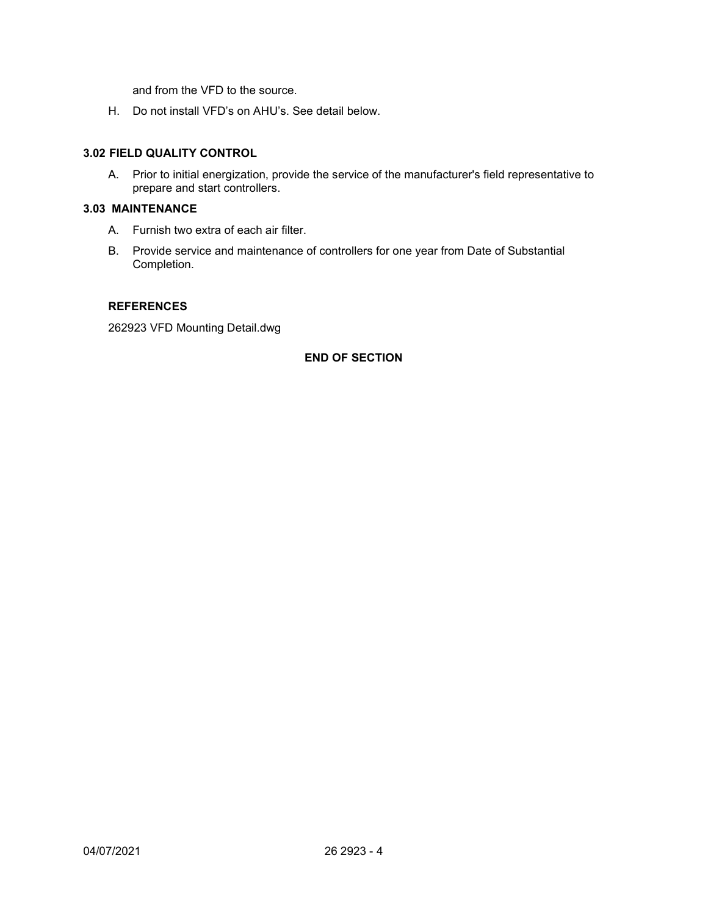and from the VFD to the source.

H. Do not install VFD's on AHU's. See detail below.

### 3.02 FIELD QUALITY CONTROL

A. Prior to initial energization, provide the service of the manufacturer's field representative to prepare and start controllers.

### 3.03 MAINTENANCE

A. Furnish two extra of each air filter.

B. Provide service and maintenance of controllers for one year from Date of Substantial Completion.

**REFERENCES**

262923 VFD Mounting Detail.dwg

**END OF SECTION**